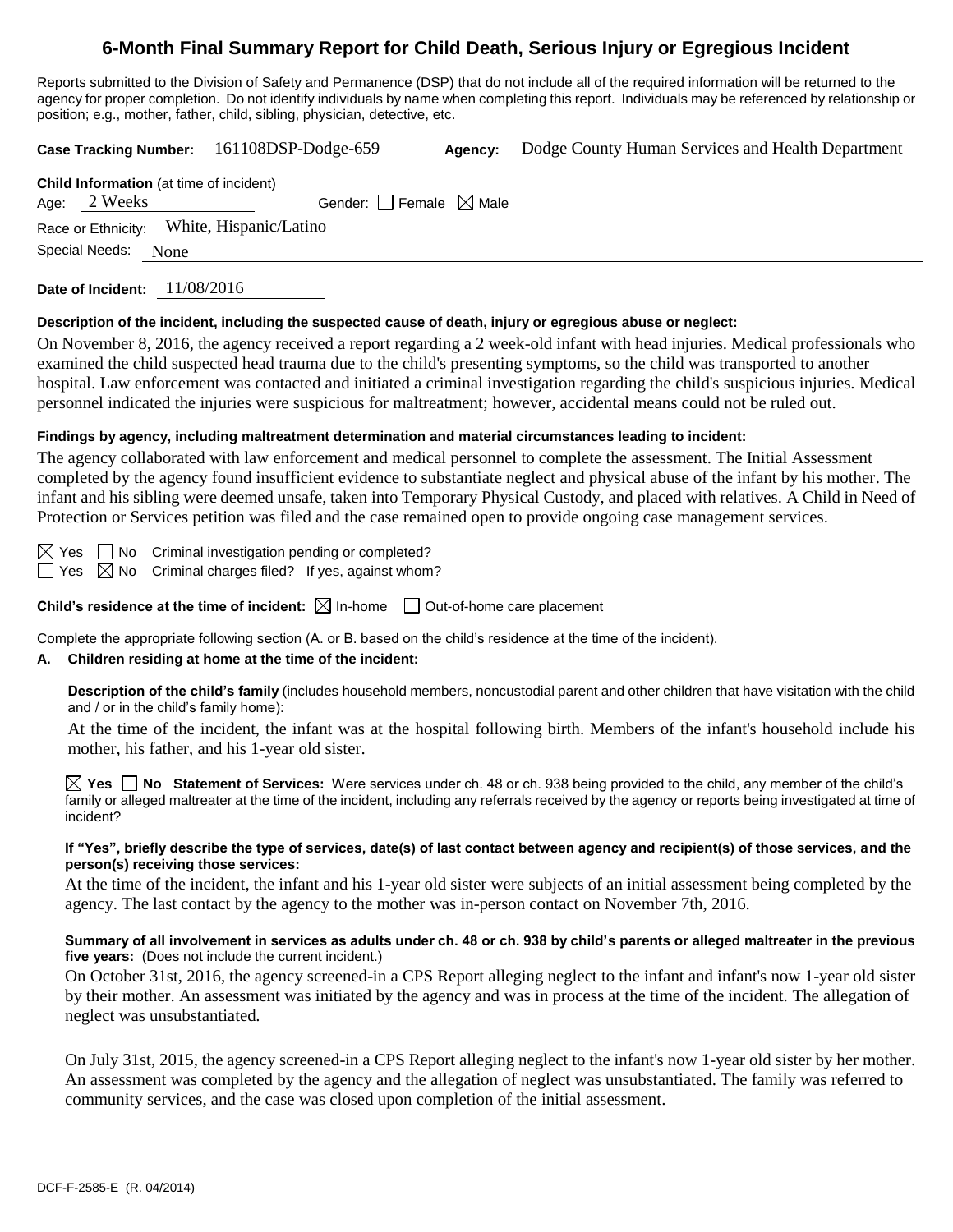# 6-Month Final Summary Report for Child Death, Serious Injury or Egregious Incident

Reports submitted to the Division of Safety and Permanence (DSP) that do not include all of the required information will be returned to the agency for proper completion. Do not identify individuals by name when completing this report. Individuals may be referenced by relationship or position; e.g., mother, father, child, sibling, physician, detective, etc.

**Case Tracking Number:** 161108DSP-Dodge-659 **Agency:** Dodge County Human Services and Health Department

**Child Information** (at time of incident)

Age: 2 Weeks Gender: ☐ Female ☒ Male

Race or Ethnicity: White, Hispanic/Latino

Special Needs: None

**Date of Incident:** 11/08/2016

**Description of the incident, including the suspected cause of death, injury or egregious abuse or neglect:**

On November 8, 2016, the agency received a report regarding a 2 week-old infant with head injuries. Medical professionals who examined the child suspected head trauma due to the child's presenting symptoms, so the child was transported to another hospital. Law enforcement was contacted and initiated a criminal investigation regarding the child's suspicious injuries. Medical personnel indicated the injuries were suspicious for maltreatment; however, accidental means could not be ruled out.

**Findings by agency, including maltreatment determination and material circumstances leading to incident:**

The agency collaborated with law enforcement and medical personnel to complete the assessment. The Initial Assessment completed by the agency found insufficient evidence to substantiate neglect and physical abuse of the infant by his mother. The infant and his sibling were deemed unsafe, taken into Temporary Physical Custody, and placed with relatives. A Child in Need of Protection or Services petition was filed and the case remained open to provide ongoing case management services.

☒ Yes ☐ No Criminal investigation pending or completed?

☐ Yes ☒ No Criminal charges filed? If yes, against whom?

**Child's residence at the time of incident:** ☒ In-home ☐ Out-of-home care placement

Complete the appropriate following section (A. or B. based on the child's residence at the time of the incident).

**A. Children residing at home at the time of the incident:**

**Description of the child's family** (includes household members, noncustodial parent and other children that have visitation with the child and / or in the child's family home):

At the time of the incident, the infant was at the hospital following birth. Members of the infant's household include his mother, his father, and his 1-year old sister.

☒ **Yes** ☐ **No Statement of Services:** Were services under ch. 48 or ch. 938 being provided to the child, any member of the child's family or alleged maltreater at the time of the incident, including any referrals received by the agency or reports being investigated at time of incident?

**If "Yes", briefly describe the type of services, date(s) of last contact between agency and recipient(s) of those services, and the person(s) receiving those services:**

At the time of the incident, the infant and his 1-year old sister were subjects of an initial assessment being completed by the agency. The last contact by the agency to the mother was in-person contact on November 7th, 2016.

**Summary of all involvement in services as adults under ch. 48 or ch. 938 by child's parents or alleged maltreater in the previous five years:** (Does not include the current incident.)

On October 31st, 2016, the agency screened-in a CPS Report alleging neglect to the infant and infant's now 1-year old sister by their mother. An assessment was initiated by the agency and was in process at the time of the incident. The allegation of neglect was unsubstantiated.

On July 31st, 2015, the agency screened-in a CPS Report alleging neglect to the infant's now 1-year old sister by her mother. An assessment was completed by the agency and the allegation of neglect was unsubstantiated. The family was referred to community services, and the case was closed upon completion of the initial assessment.

DCF-F-2585-E (R. 04/2014)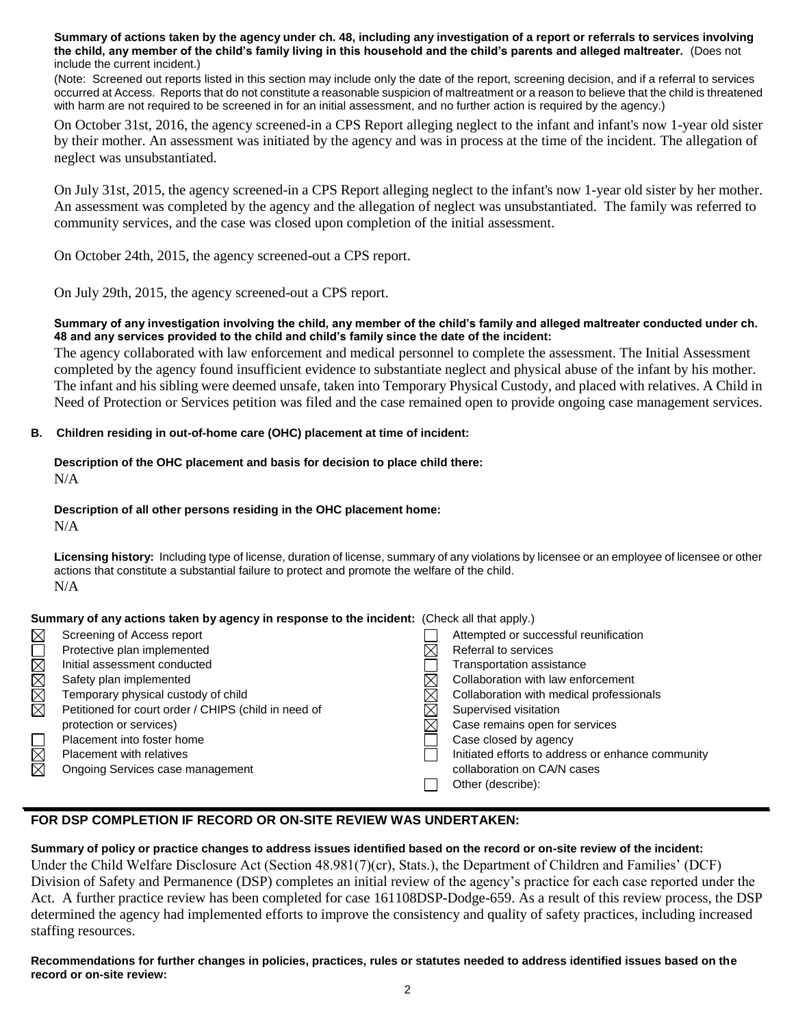**Summary of actions taken by the agency under ch. 48, including any investigation of a report or referrals to services involving the child, any member of the child's family living in this household and the child's parents and alleged maltreater.** (Does not include the current incident.)

(Note: Screened out reports listed in this section may include only the date of the report, screening decision, and if a referral to services occurred at Access. Reports that do not constitute a reasonable suspicion of maltreatment or a reason to believe that the child is threatened with harm are not required to be screened in for an initial assessment, and no further action is required by the agency.)

On October 31st, 2016, the agency screened-in a CPS Report alleging neglect to the infant and infant's now 1-year old sister by their mother. An assessment was initiated by the agency and was in process at the time of the incident. The allegation of neglect was unsubstantiated.

On July 31st, 2015, the agency screened-in a CPS Report alleging neglect to the infant's now 1-year old sister by her mother. An assessment was completed by the agency and the allegation of neglect was unsubstantiated. The family was referred to community services, and the case was closed upon completion of the initial assessment.

On October 24th, 2015, the agency screened-out a CPS report.

On July 29th, 2015, the agency screened-out a CPS report.

**Summary of any investigation involving the child, any member of the child's family and alleged maltreater conducted under ch. 48 and any services provided to the child and child's family since the date of the incident:**

The agency collaborated with law enforcement and medical personnel to complete the assessment. The Initial Assessment completed by the agency found insufficient evidence to substantiate neglect and physical abuse of the infant by his mother. The infant and his sibling were deemed unsafe, taken into Temporary Physical Custody, and placed with relatives. A Child in Need of Protection or Services petition was filed and the case remained open to provide ongoing case management services.

**B. Children residing in out-of-home care (OHC) placement at time of incident:**

**Description of the OHC placement and basis for decision to place child there:**

N/A

**Description of all other persons residing in the OHC placement home:**

N/A

**Licensing history:** Including type of license, duration of license, summary of any violations by licensee or an employee of licensee or other actions that constitute a substantial failure to protect and promote the welfare of the child.

N/A

**Summary of any actions taken by agency in response to the incident:** (Check all that apply.)

- ☒ Screening of Access report
- ☐ Protective plan implemented
- ☒ Initial assessment conducted
- ☒ Safety plan implemented
- ☒ Temporary physical custody of child
- ☒ Petitioned for court order / CHIPS (child in need of protection or services)
- ☐ Placement into foster home
- ☒ Placement with relatives
- ☒ Ongoing Services case management
- ☐ Attempted or successful reunification
- ☒ Referral to services
- ☐ Transportation assistance
- ☒ Collaboration with law enforcement
- ☒ Collaboration with medical professionals
- ☒ Supervised visitation
- ☒ Case remains open for services
- ☐ Case closed by agency
- ☐ Initiated efforts to address or enhance community collaboration on CA/N cases
- ☐ Other (describe):

## FOR DSP COMPLETION IF RECORD OR ON-SITE REVIEW WAS UNDERTAKEN:

**Summary of policy or practice changes to address issues identified based on the record or on-site review of the incident:**

Under the Child Welfare Disclosure Act (Section 48.981(7)(cr), Stats.), the Department of Children and Families' (DCF) Division of Safety and Permanence (DSP) completes an initial review of the agency's practice for each case reported under the Act. A further practice review has been completed for case 161108DSP-Dodge-659. As a result of this review process, the DSP determined the agency had implemented efforts to improve the consistency and quality of safety practices, including increased staffing resources.

**Recommendations for further changes in policies, practices, rules or statutes needed to address identified issues based on the record or on-site review:**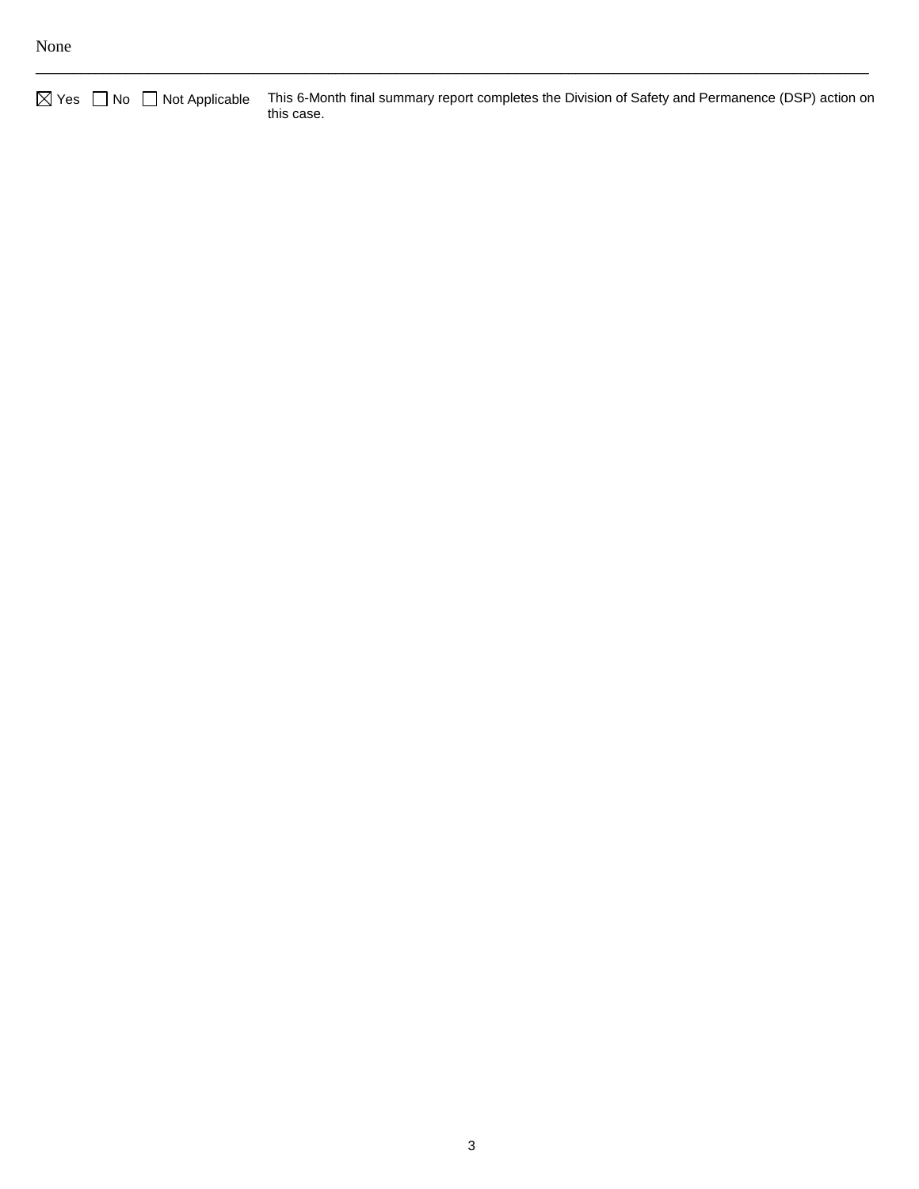None

---

☒ Yes ☐ No ☐ Not Applicable This 6-Month final summary report completes the Division of Safety and Permanence (DSP) action on this case.